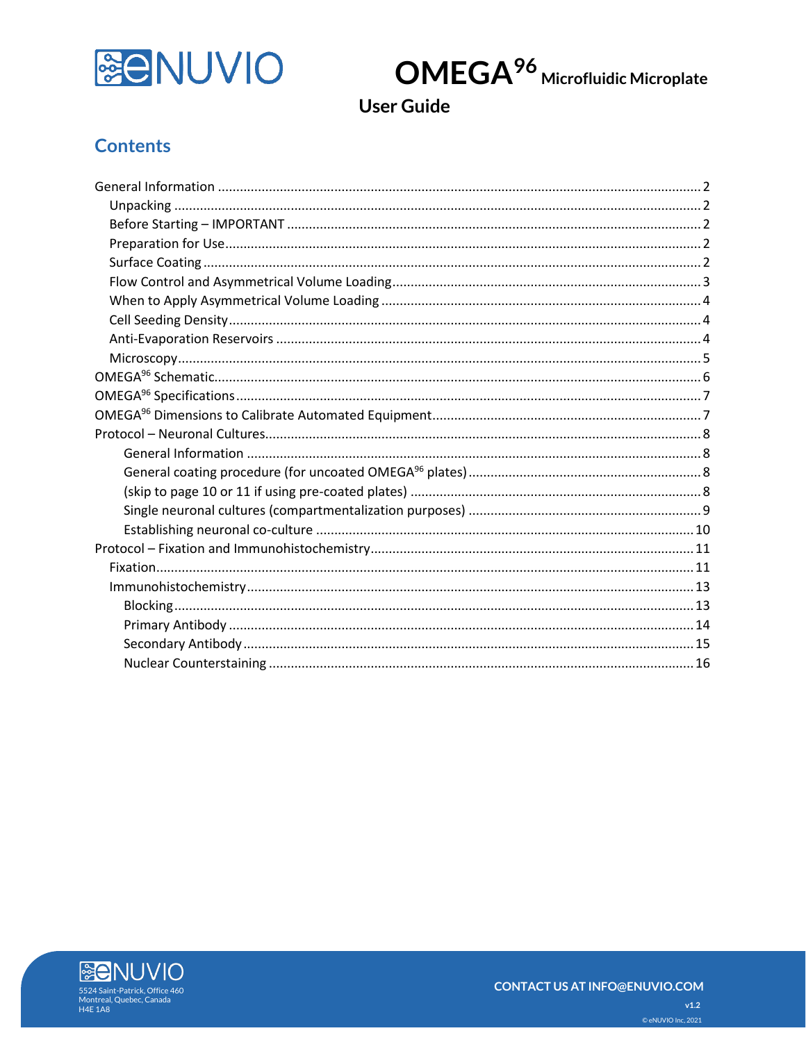# OMEGA$^{96}$ Microfluidic Microplate

## User Guide

## Contents

- General Information ........ 2
  - Unpacking ........ 2
  - Before Starting – IMPORTANT ........ 2
  - Preparation for Use ........ 2
  - Surface Coating ........ 2
  - Flow Control and Asymmetrical Volume Loading ........ 3
  - When to Apply Asymmetrical Volume Loading ........ 4
  - Cell Seeding Density ........ 4
  - Anti-Evaporation Reservoirs ........ 4
  - Microscopy ........ 5
- OMEGA$^{96}$ Schematic ........ 6
- OMEGA$^{96}$ Specifications ........ 7
- OMEGA$^{96}$ Dimensions to Calibrate Automated Equipment ........ 7
- Protocol – Neuronal Cultures ........ 8
  - General Information ........ 8
  - General coating procedure (for uncoated OMEGA$^{96}$ plates) ........ 8
  - (skip to page 10 or 11 if using pre-coated plates) ........ 8
  - Single neuronal cultures (compartmentalization purposes) ........ 9
  - Establishing neuronal co-culture ........ 10
- Protocol – Fixation and Immunohistochemistry ........ 11
  - Fixation ........ 11
  - Immunohistochemistry ........ 13
    - Blocking ........ 13
    - Primary Antibody ........ 14
    - Secondary Antibody ........ 15
    - Nuclear Counterstaining ........ 16

eNUVIO
5524 Saint-Patrick, Office 460
Montreal, Quebec, Canada
H4E 1A8

CONTACT US AT INFO@ENUVIO.COM

v1.2

© eNUVIO Inc, 2021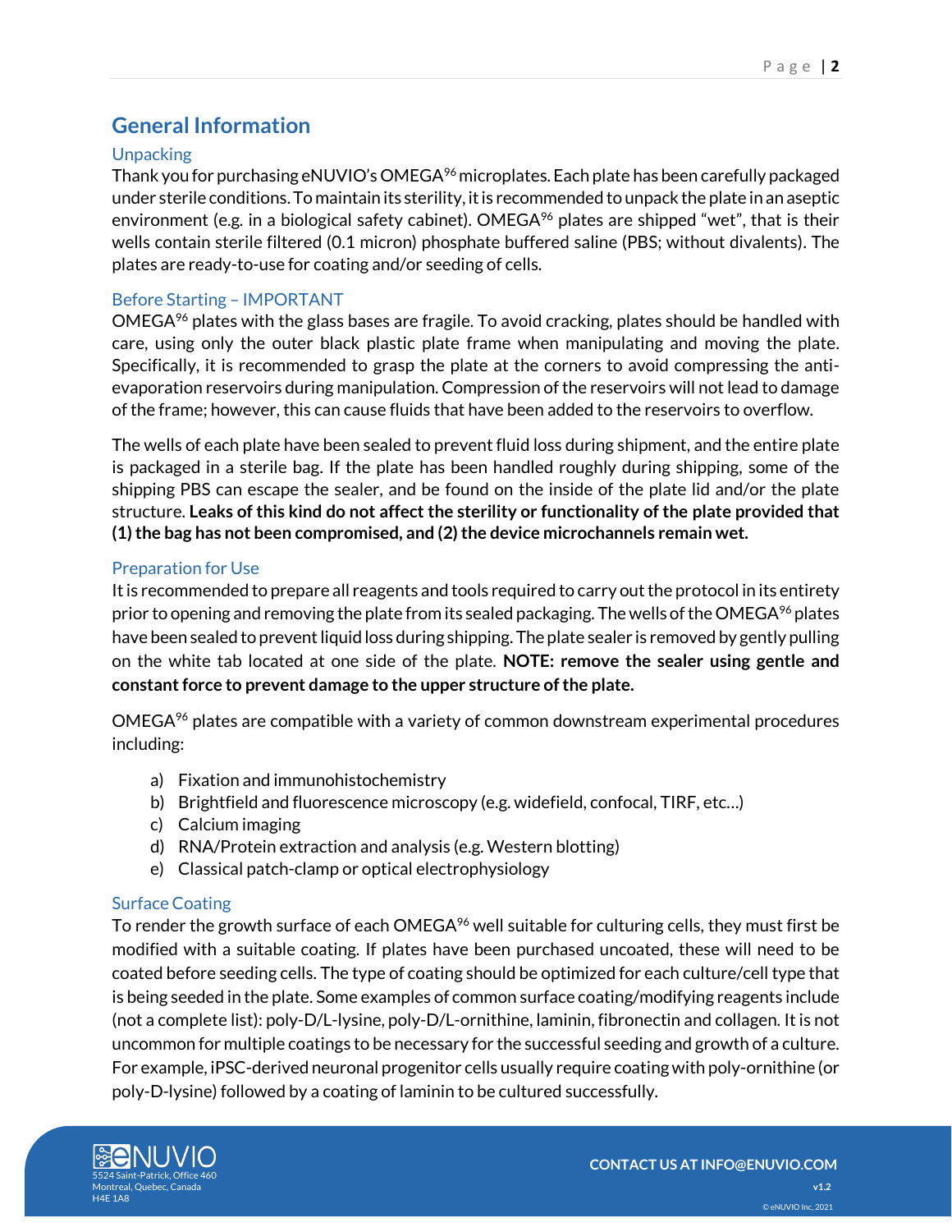# General Information

## Unpacking

Thank you for purchasing eNUVIO's OMEGA$^{96}$ microplates. Each plate has been carefully packaged under sterile conditions. To maintain its sterility, it is recommended to unpack the plate in an aseptic environment (e.g. in a biological safety cabinet). OMEGA$^{96}$ plates are shipped "wet", that is their wells contain sterile filtered (0.1 micron) phosphate buffered saline (PBS; without divalents). The plates are ready-to-use for coating and/or seeding of cells.

## Before Starting – IMPORTANT

OMEGA$^{96}$ plates with the glass bases are fragile. To avoid cracking, plates should be handled with care, using only the outer black plastic plate frame when manipulating and moving the plate. Specifically, it is recommended to grasp the plate at the corners to avoid compressing the anti-evaporation reservoirs during manipulation. Compression of the reservoirs will not lead to damage of the frame; however, this can cause fluids that have been added to the reservoirs to overflow.

The wells of each plate have been sealed to prevent fluid loss during shipment, and the entire plate is packaged in a sterile bag. If the plate has been handled roughly during shipping, some of the shipping PBS can escape the sealer, and be found on the inside of the plate lid and/or the plate structure. **Leaks of this kind do not affect the sterility or functionality of the plate provided that (1) the bag has not been compromised, and (2) the device microchannels remain wet.**

## Preparation for Use

It is recommended to prepare all reagents and tools required to carry out the protocol in its entirety prior to opening and removing the plate from its sealed packaging. The wells of the OMEGA$^{96}$ plates have been sealed to prevent liquid loss during shipping. The plate sealer is removed by gently pulling on the white tab located at one side of the plate. **NOTE: remove the sealer using gentle and constant force to prevent damage to the upper structure of the plate.**

OMEGA$^{96}$ plates are compatible with a variety of common downstream experimental procedures including:

a) Fixation and immunohistochemistry
b) Brightfield and fluorescence microscopy (e.g. widefield, confocal, TIRF, etc…)
c) Calcium imaging
d) RNA/Protein extraction and analysis (e.g. Western blotting)
e) Classical patch-clamp or optical electrophysiology

## Surface Coating

To render the growth surface of each OMEGA$^{96}$ well suitable for culturing cells, they must first be modified with a suitable coating. If plates have been purchased uncoated, these will need to be coated before seeding cells. The type of coating should be optimized for each culture/cell type that is being seeded in the plate. Some examples of common surface coating/modifying reagents include (not a complete list): poly-D/L-lysine, poly-D/L-ornithine, laminin, fibronectin and collagen. It is not uncommon for multiple coatings to be necessary for the successful seeding and growth of a culture. For example, iPSC-derived neuronal progenitor cells usually require coating with poly-ornithine (or poly-D-lysine) followed by a coating of laminin to be cultured successfully.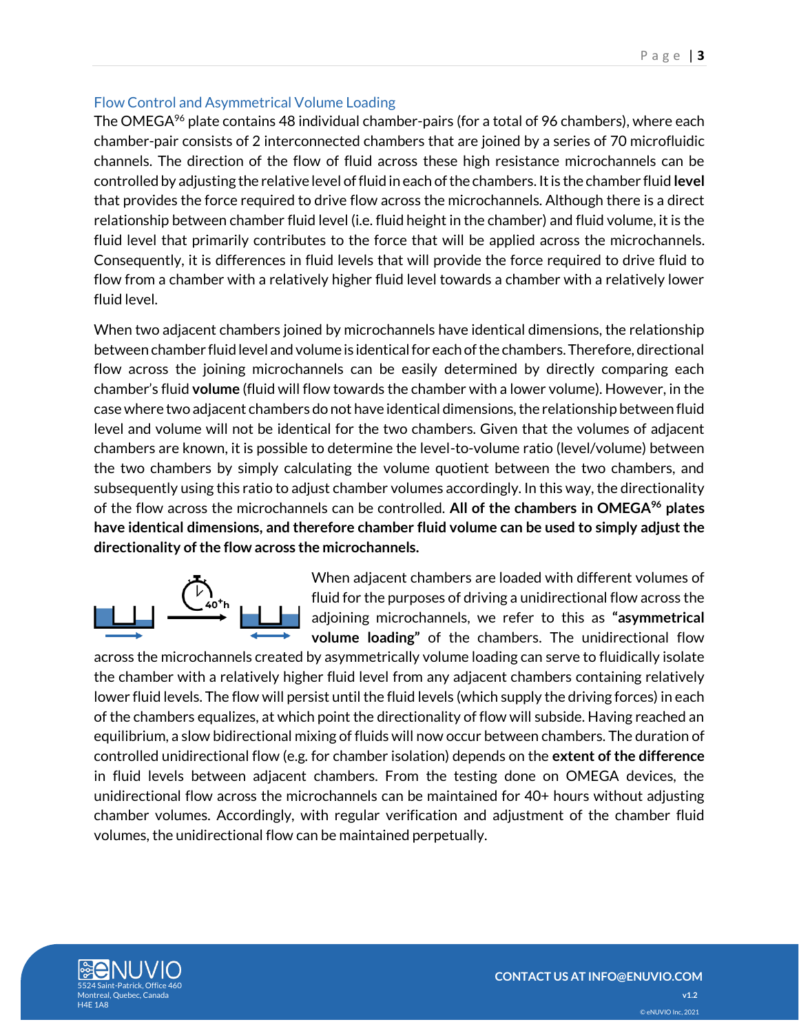## Flow Control and Asymmetrical Volume Loading

The OMEGA$^{96}$ plate contains 48 individual chamber-pairs (for a total of 96 chambers), where each chamber-pair consists of 2 interconnected chambers that are joined by a series of 70 microfluidic channels. The direction of the flow of fluid across these high resistance microchannels can be controlled by adjusting the relative level of fluid in each of the chambers. It is the chamber fluid **level** that provides the force required to drive flow across the microchannels. Although there is a direct relationship between chamber fluid level (i.e. fluid height in the chamber) and fluid volume, it is the fluid level that primarily contributes to the force that will be applied across the microchannels. Consequently, it is differences in fluid levels that will provide the force required to drive fluid to flow from a chamber with a relatively higher fluid level towards a chamber with a relatively lower fluid level.

When two adjacent chambers joined by microchannels have identical dimensions, the relationship between chamber fluid level and volume is identical for each of the chambers. Therefore, directional flow across the joining microchannels can be easily determined by directly comparing each chamber's fluid **volume** (fluid will flow towards the chamber with a lower volume). However, in the case where two adjacent chambers do not have identical dimensions, the relationship between fluid level and volume will not be identical for the two chambers. Given that the volumes of adjacent chambers are known, it is possible to determine the level-to-volume ratio (level/volume) between the two chambers by simply calculating the volume quotient between the two chambers, and subsequently using this ratio to adjust chamber volumes accordingly. In this way, the directionality of the flow across the microchannels can be controlled. **All of the chambers in OMEGA$^{96}$ plates have identical dimensions, and therefore chamber fluid volume can be used to simply adjust the directionality of the flow across the microchannels.**

When adjacent chambers are loaded with different volumes of fluid for the purposes of driving a unidirectional flow across the adjoining microchannels, we refer to this as **"asymmetrical volume loading"** of the chambers. The unidirectional flow across the microchannels created by asymmetrically volume loading can serve to fluidically isolate the chamber with a relatively higher fluid level from any adjacent chambers containing relatively lower fluid levels. The flow will persist until the fluid levels (which supply the driving forces) in each of the chambers equalizes, at which point the directionality of flow will subside. Having reached an equilibrium, a slow bidirectional mixing of fluids will now occur between chambers. The duration of controlled unidirectional flow (e.g. for chamber isolation) depends on the **extent of the difference** in fluid levels between adjacent chambers. From the testing done on OMEGA devices, the unidirectional flow across the microchannels can be maintained for 40+ hours without adjusting chamber volumes. Accordingly, with regular verification and adjustment of the chamber fluid volumes, the unidirectional flow can be maintained perpetually.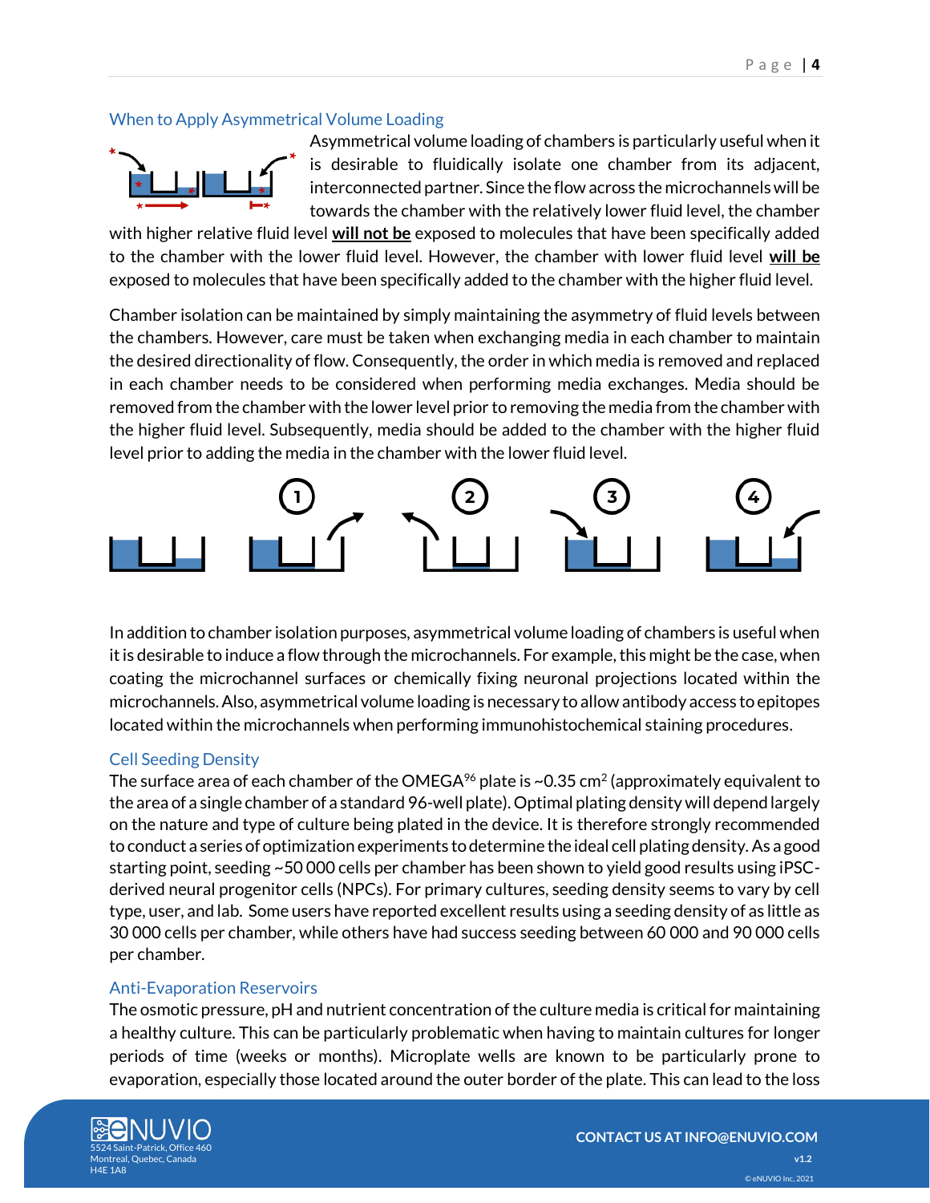## When to Apply Asymmetrical Volume Loading

Asymmetrical volume loading of chambers is particularly useful when it is desirable to fluidically isolate one chamber from its adjacent, interconnected partner. Since the flow across the microchannels will be towards the chamber with the relatively lower fluid level, the chamber with higher relative fluid level **will not be** exposed to molecules that have been specifically added to the chamber with the lower fluid level. However, the chamber with lower fluid level **will be** exposed to molecules that have been specifically added to the chamber with the higher fluid level.

Chamber isolation can be maintained by simply maintaining the asymmetry of fluid levels between the chambers. However, care must be taken when exchanging media in each chamber to maintain the desired directionality of flow. Consequently, the order in which media is removed and replaced in each chamber needs to be considered when performing media exchanges. Media should be removed from the chamber with the lower level prior to removing the media from the chamber with the higher fluid level. Subsequently, media should be added to the chamber with the higher fluid level prior to adding the media in the chamber with the lower fluid level.

In addition to chamber isolation purposes, asymmetrical volume loading of chambers is useful when it is desirable to induce a flow through the microchannels. For example, this might be the case, when coating the microchannel surfaces or chemically fixing neuronal projections located within the microchannels. Also, asymmetrical volume loading is necessary to allow antibody access to epitopes located within the microchannels when performing immunohistochemical staining procedures.

## Cell Seeding Density

The surface area of each chamber of the OMEGA[96] plate is ~0.35 cm$^2$ (approximately equivalent to the area of a single chamber of a standard 96-well plate). Optimal plating density will depend largely on the nature and type of culture being plated in the device. It is therefore strongly recommended to conduct a series of optimization experiments to determine the ideal cell plating density. As a good starting point, seeding ~50 000 cells per chamber has been shown to yield good results using iPSC-derived neural progenitor cells (NPCs). For primary cultures, seeding density seems to vary by cell type, user, and lab. Some users have reported excellent results using a seeding density of as little as 30 000 cells per chamber, while others have had success seeding between 60 000 and 90 000 cells per chamber.

## Anti-Evaporation Reservoirs

The osmotic pressure, pH and nutrient concentration of the culture media is critical for maintaining a healthy culture. This can be particularly problematic when having to maintain cultures for longer periods of time (weeks or months). Microplate wells are known to be particularly prone to evaporation, especially those located around the outer border of the plate. This can lead to the loss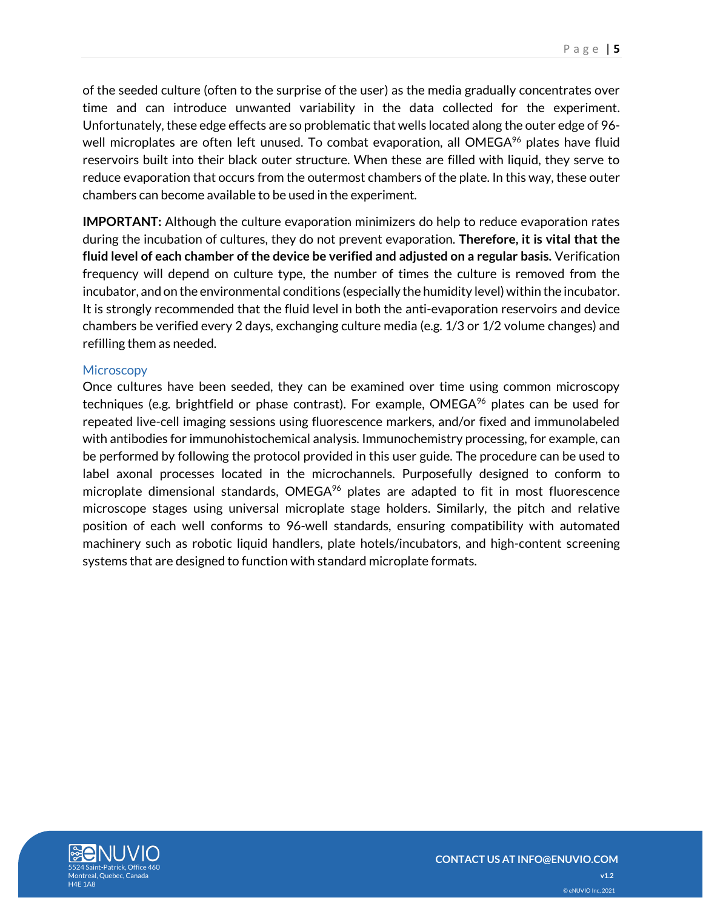of the seeded culture (often to the surprise of the user) as the media gradually concentrates over time and can introduce unwanted variability in the data collected for the experiment. Unfortunately, these edge effects are so problematic that wells located along the outer edge of 96-well microplates are often left unused. To combat evaporation, all OMEGA$^{96}$ plates have fluid reservoirs built into their black outer structure. When these are filled with liquid, they serve to reduce evaporation that occurs from the outermost chambers of the plate. In this way, these outer chambers can become available to be used in the experiment.

**IMPORTANT:** Although the culture evaporation minimizers do help to reduce evaporation rates during the incubation of cultures, they do not prevent evaporation. **Therefore, it is vital that the fluid level of each chamber of the device be verified and adjusted on a regular basis.** Verification frequency will depend on culture type, the number of times the culture is removed from the incubator, and on the environmental conditions (especially the humidity level) within the incubator. It is strongly recommended that the fluid level in both the anti-evaporation reservoirs and device chambers be verified every 2 days, exchanging culture media (e.g. 1/3 or 1/2 volume changes) and refilling them as needed.

### Microscopy

Once cultures have been seeded, they can be examined over time using common microscopy techniques (e.g. brightfield or phase contrast). For example, OMEGA$^{96}$ plates can be used for repeated live-cell imaging sessions using fluorescence markers, and/or fixed and immunolabeled with antibodies for immunohistochemical analysis. Immunochemistry processing, for example, can be performed by following the protocol provided in this user guide. The procedure can be used to label axonal processes located in the microchannels. Purposefully designed to conform to microplate dimensional standards, OMEGA$^{96}$ plates are adapted to fit in most fluorescence microscope stages using universal microplate stage holders. Similarly, the pitch and relative position of each well conforms to 96-well standards, ensuring compatibility with automated machinery such as robotic liquid handlers, plate hotels/incubators, and high-content screening systems that are designed to function with standard microplate formats.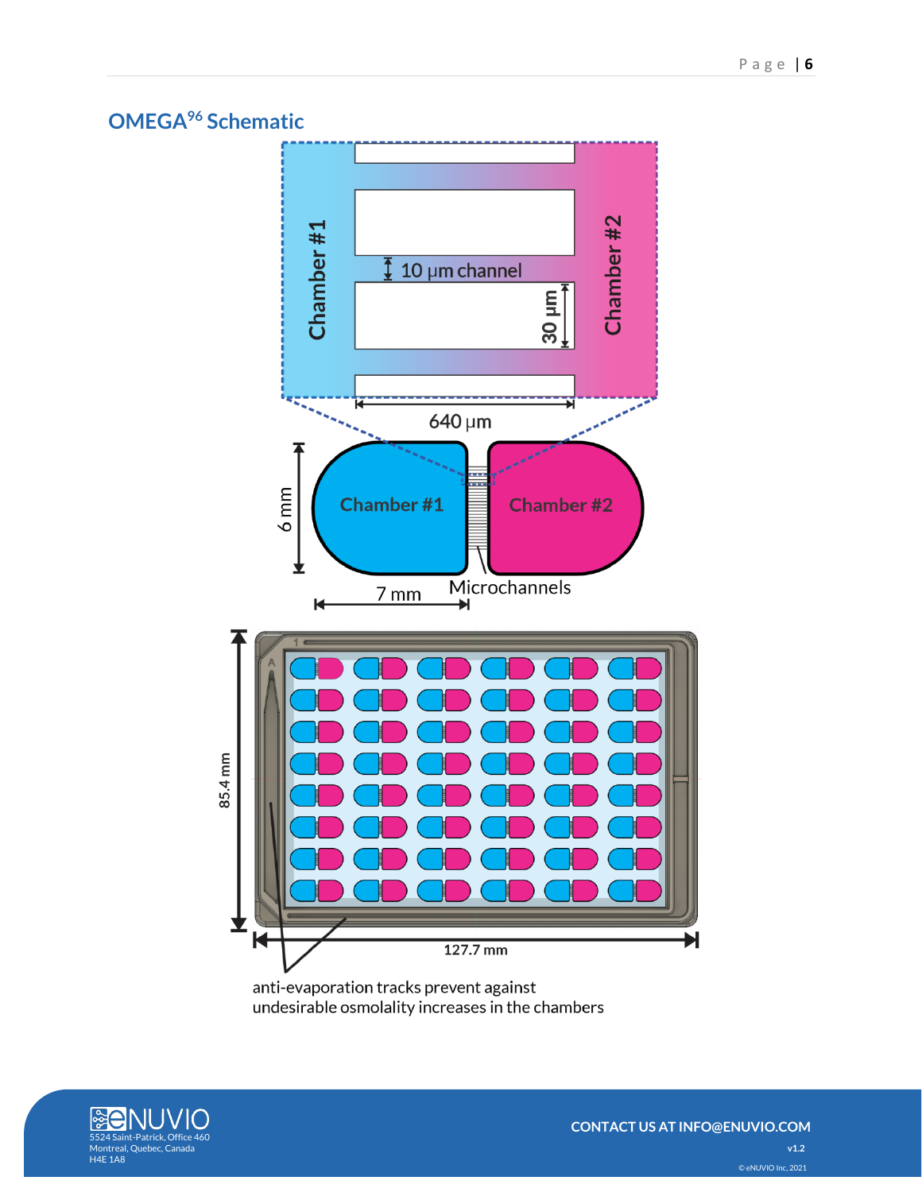## OMEGA$^{96}$ Schematic

Chamber #1

10 μm channel

30 μm

Chamber #2

640 μm

6 mm

Chamber #1

Chamber #2

7 mm

Microchannels

85.4 mm

127.7 mm

anti-evaporation tracks prevent against undesirable osmolality increases in the chambers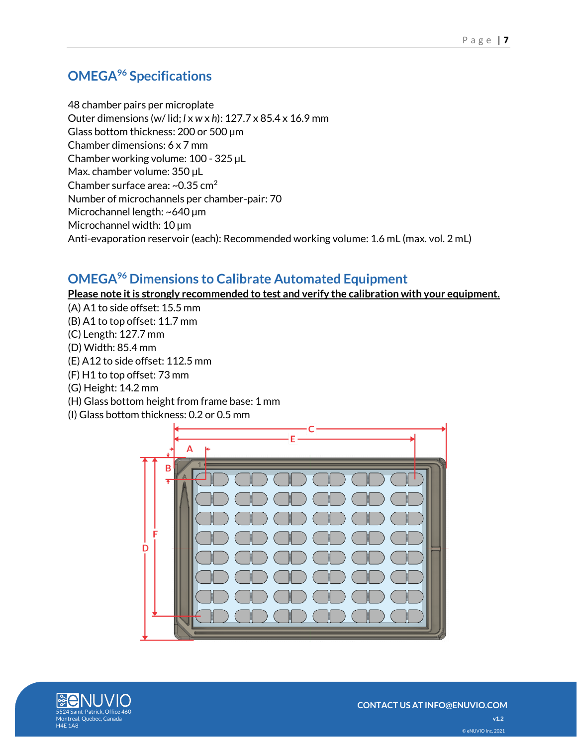## OMEGA[96] Specifications

48 chamber pairs per microplate
Outer dimensions (w/ lid; *l* x *w* x *h*): 127.7 x 85.4 x 16.9 mm
Glass bottom thickness: 200 or 500 µm
Chamber dimensions: 6 x 7 mm
Chamber working volume: 100 - 325 µL
Max. chamber volume: 350 µL
Chamber surface area: ~0.35 cm$^2$
Number of microchannels per chamber-pair: 70
Microchannel length: ~640 µm
Microchannel width: 10 µm
Anti-evaporation reservoir (each): Recommended working volume: 1.6 mL (max. vol. 2 mL)

## OMEGA[96] Dimensions to Calibrate Automated Equipment

**Please note it is strongly recommended to test and verify the calibration with your equipment.**

(A) A1 to side offset: 15.5 mm
(B) A1 to top offset: 11.7 mm
(C) Length: 127.7 mm
(D) Width: 85.4 mm
(E) A12 to side offset: 112.5 mm
(F) H1 to top offset: 73 mm
(G) Height: 14.2 mm
(H) Glass bottom height from frame base: 1 mm
(I) Glass bottom thickness: 0.2 or 0.5 mm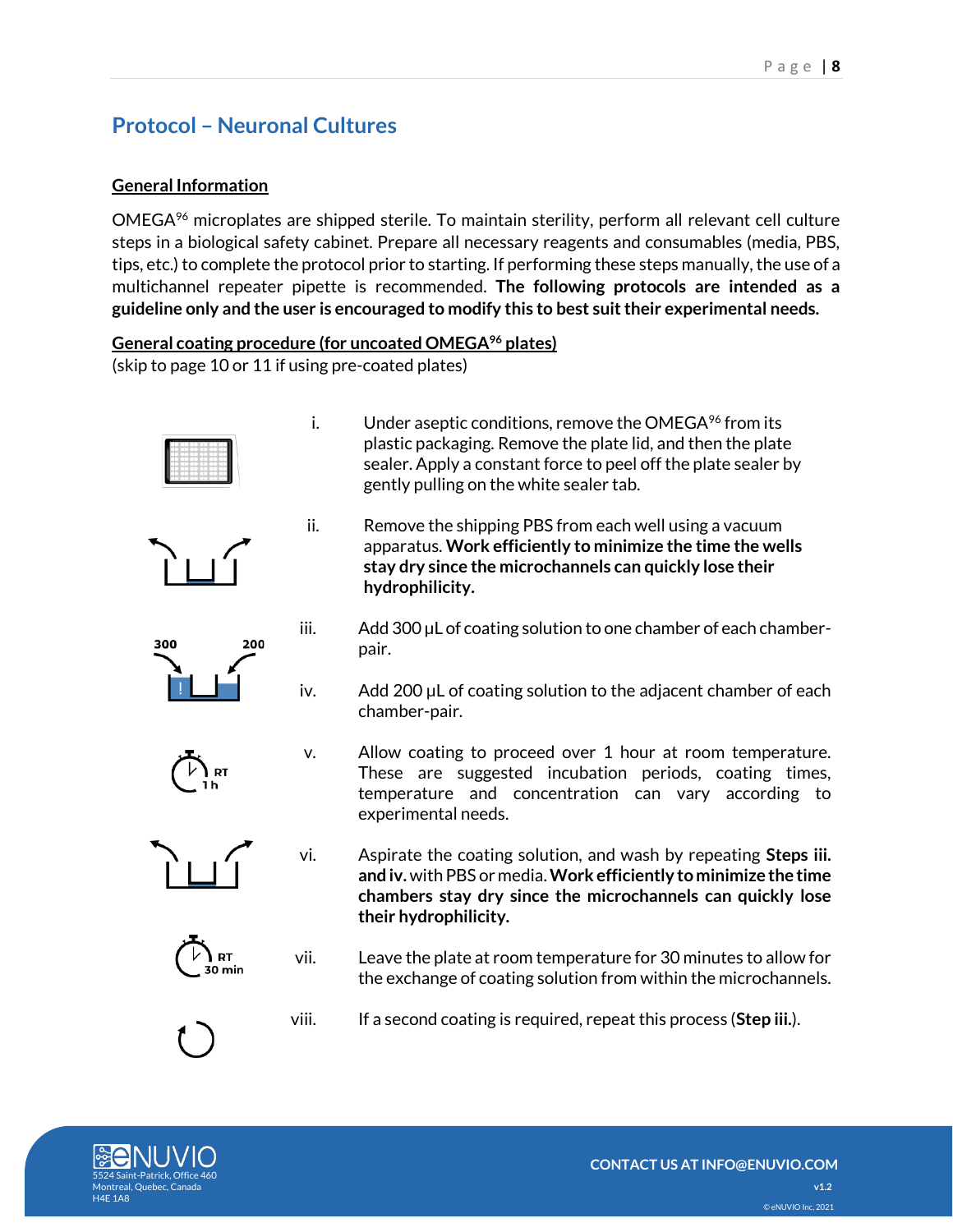## Protocol – Neuronal Cultures

### General Information

OMEGA[96] microplates are shipped sterile. To maintain sterility, perform all relevant cell culture steps in a biological safety cabinet. Prepare all necessary reagents and consumables (media, PBS, tips, etc.) to complete the protocol prior to starting. If performing these steps manually, the use of a multichannel repeater pipette is recommended. **The following protocols are intended as a guideline only and the user is encouraged to modify this to best suit their experimental needs.**

### General coating procedure (for uncoated OMEGA[96] plates)

(skip to page 10 or 11 if using pre-coated plates)

i. Under aseptic conditions, remove the OMEGA[96] from its plastic packaging. Remove the plate lid, and then the plate sealer. Apply a constant force to peel off the plate sealer by gently pulling on the white sealer tab.

ii. Remove the shipping PBS from each well using a vacuum apparatus. **Work efficiently to minimize the time the wells stay dry since the microchannels can quickly lose their hydrophilicity.**

iii. Add 300 µL of coating solution to one chamber of each chamber-pair.

iv. Add 200 µL of coating solution to the adjacent chamber of each chamber-pair.

v. Allow coating to proceed over 1 hour at room temperature. These are suggested incubation periods, coating times, temperature and concentration can vary according to experimental needs.

vi. Aspirate the coating solution, and wash by repeating **Steps iii. and iv.** with PBS or media. **Work efficiently to minimize the time chambers stay dry since the microchannels can quickly lose their hydrophilicity.**

vii. Leave the plate at room temperature for 30 minutes to allow for the exchange of coating solution from within the microchannels.

viii. If a second coating is required, repeat this process (**Step iii.**).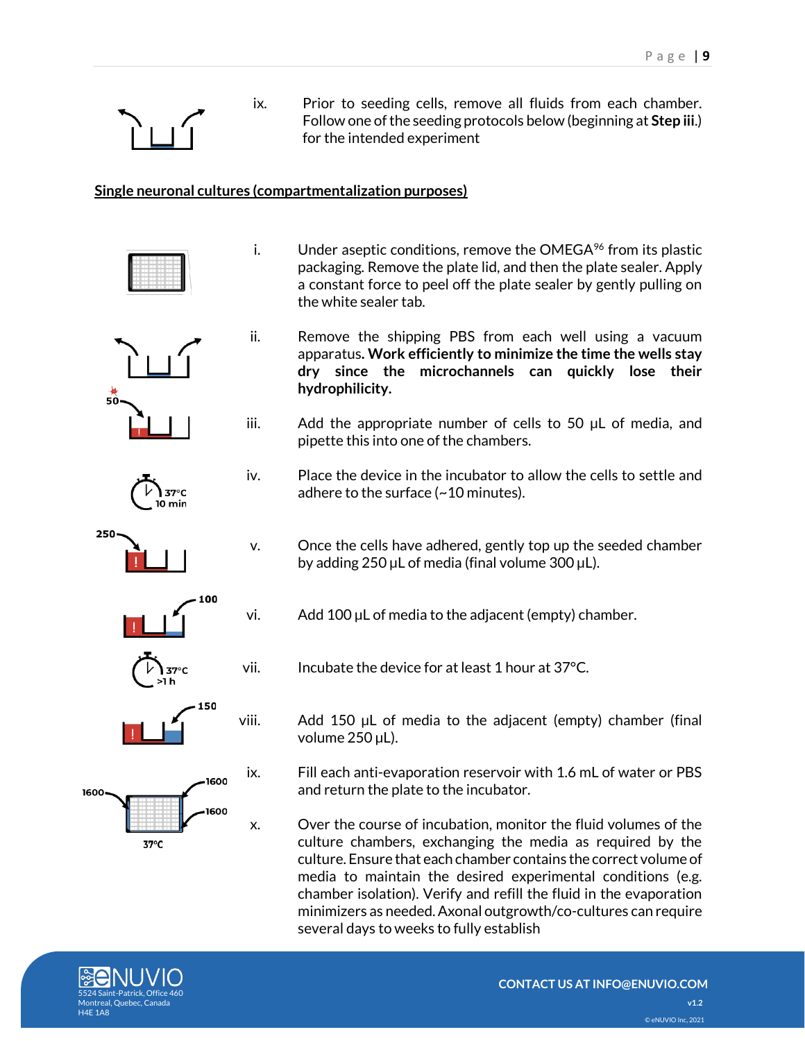ix. Prior to seeding cells, remove all fluids from each chamber. Follow one of the seeding protocols below (beginning at **Step iii.**) for the intended experiment

**Single neuronal cultures (compartmentalization purposes)**

i. Under aseptic conditions, remove the OMEGA$^{96}$ from its plastic packaging. Remove the plate lid, and then the plate sealer. Apply a constant force to peel off the plate sealer by gently pulling on the white sealer tab.

ii. Remove the shipping PBS from each well using a vacuum apparatus**. Work efficiently to minimize the time the wells stay dry since the microchannels can quickly lose their hydrophilicity.**

iii. Add the appropriate number of cells to 50 µL of media, and pipette this into one of the chambers.

iv. Place the device in the incubator to allow the cells to settle and adhere to the surface (~10 minutes).

v. Once the cells have adhered, gently top up the seeded chamber by adding 250 µL of media (final volume 300 µL).

vi. Add 100 µL of media to the adjacent (empty) chamber.

vii. Incubate the device for at least 1 hour at 37°C.

viii. Add 150 µL of media to the adjacent (empty) chamber (final volume 250 µL).

ix. Fill each anti-evaporation reservoir with 1.6 mL of water or PBS and return the plate to the incubator.

x. Over the course of incubation, monitor the fluid volumes of the culture chambers, exchanging the media as required by the culture. Ensure that each chamber contains the correct volume of media to maintain the desired experimental conditions (e.g. chamber isolation). Verify and refill the fluid in the evaporation minimizers as needed. Axonal outgrowth/co-cultures can require several days to weeks to fully establish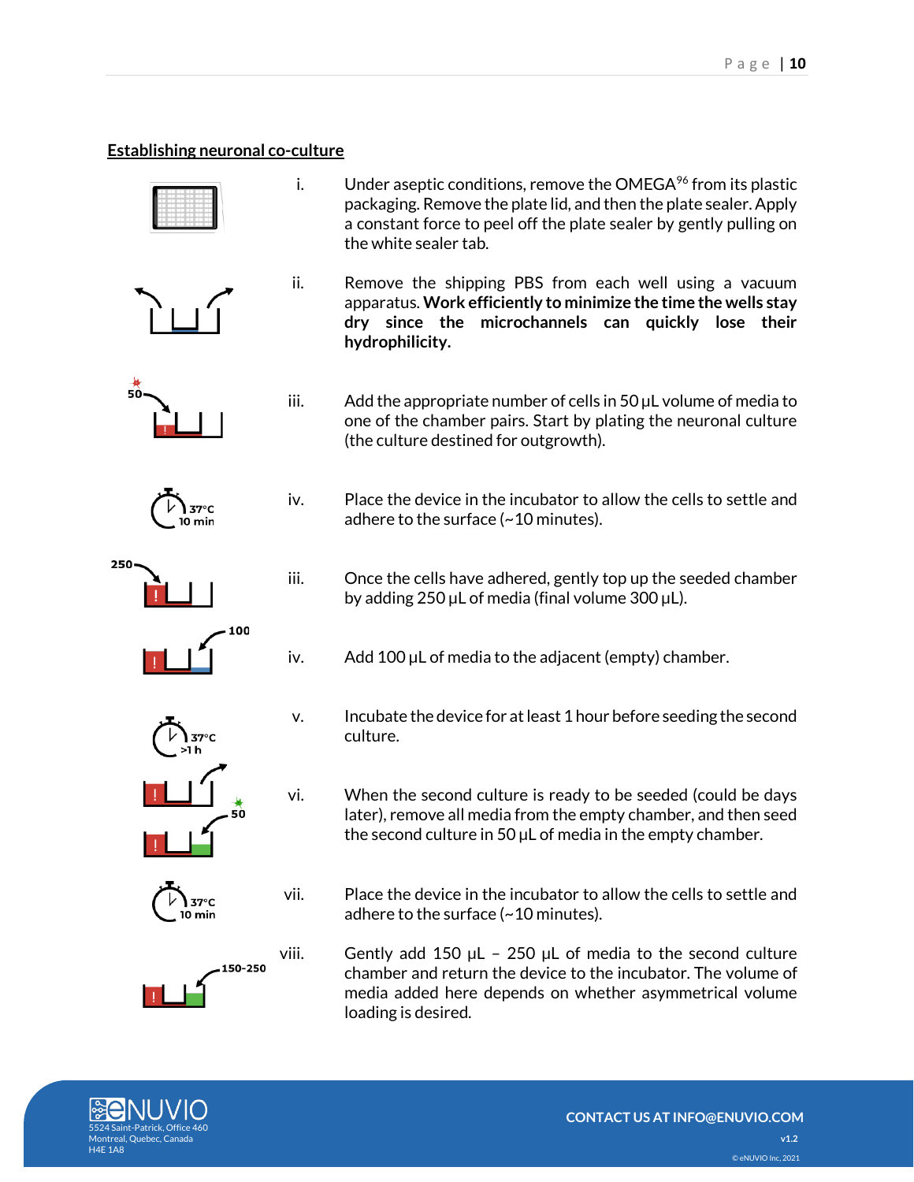## Establishing neuronal co-culture

i. Under aseptic conditions, remove the OMEGA[96] from its plastic packaging. Remove the plate lid, and then the plate sealer. Apply a constant force to peel off the plate sealer by gently pulling on the white sealer tab.

ii. Remove the shipping PBS from each well using a vacuum apparatus. **Work efficiently to minimize the time the wells stay dry since the microchannels can quickly lose their hydrophilicity.**

iii. Add the appropriate number of cells in 50 µL volume of media to one of the chamber pairs. Start by plating the neuronal culture (the culture destined for outgrowth).

iv. Place the device in the incubator to allow the cells to settle and adhere to the surface (~10 minutes).

iii. Once the cells have adhered, gently top up the seeded chamber by adding 250 µL of media (final volume 300 µL).

iv. Add 100 µL of media to the adjacent (empty) chamber.

v. Incubate the device for at least 1 hour before seeding the second culture.

vi. When the second culture is ready to be seeded (could be days later), remove all media from the empty chamber, and then seed the second culture in 50 µL of media in the empty chamber.

vii. Place the device in the incubator to allow the cells to settle and adhere to the surface (~10 minutes).

viii. Gently add 150 µL – 250 µL of media to the second culture chamber and return the device to the incubator. The volume of media added here depends on whether asymmetrical volume loading is desired.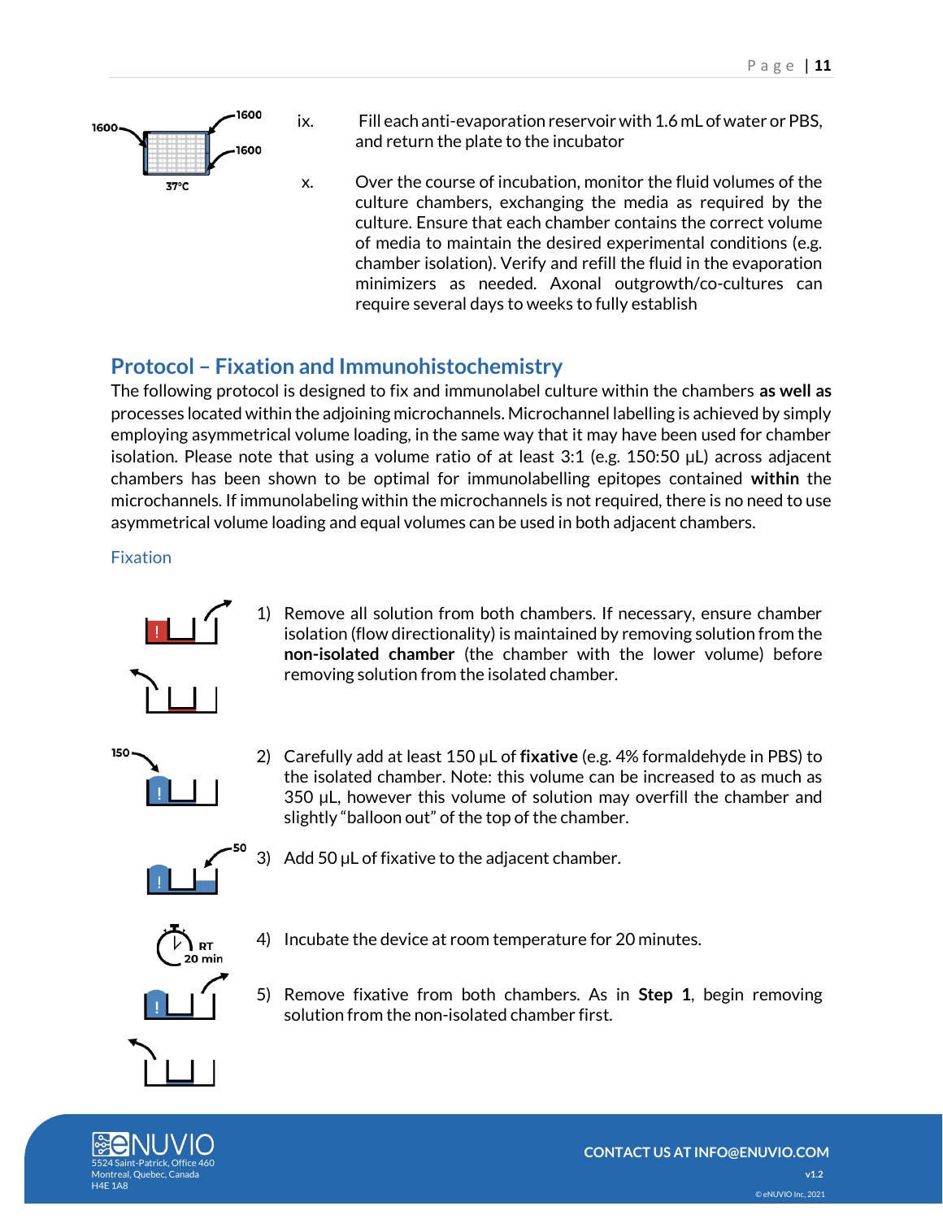ix. Fill each anti-evaporation reservoir with 1.6 mL of water or PBS, and return the plate to the incubator

x. Over the course of incubation, monitor the fluid volumes of the culture chambers, exchanging the media as required by the culture. Ensure that each chamber contains the correct volume of media to maintain the desired experimental conditions (e.g. chamber isolation). Verify and refill the fluid in the evaporation minimizers as needed. Axonal outgrowth/co-cultures can require several days to weeks to fully establish

## Protocol – Fixation and Immunohistochemistry

The following protocol is designed to fix and immunolabel culture within the chambers **as well as** processes located within the adjoining microchannels. Microchannel labelling is achieved by simply employing asymmetrical volume loading, in the same way that it may have been used for chamber isolation. Please note that using a volume ratio of at least 3:1 (e.g. 150:50 µL) across adjacent chambers has been shown to be optimal for immunolabelling epitopes contained **within** the microchannels. If immunolabeling within the microchannels is not required, there is no need to use asymmetrical volume loading and equal volumes can be used in both adjacent chambers.

### Fixation

1) Remove all solution from both chambers. If necessary, ensure chamber isolation (flow directionality) is maintained by removing solution from the **non-isolated chamber** (the chamber with the lower volume) before removing solution from the isolated chamber.
2) Carefully add at least 150 µL of **fixative** (e.g. 4% formaldehyde in PBS) to the isolated chamber. Note: this volume can be increased to as much as 350 µL, however this volume of solution may overfill the chamber and slightly "balloon out" of the top of the chamber.
3) Add 50 µL of fixative to the adjacent chamber.
4) Incubate the device at room temperature for 20 minutes.
5) Remove fixative from both chambers. As in **Step 1**, begin removing solution from the non-isolated chamber first.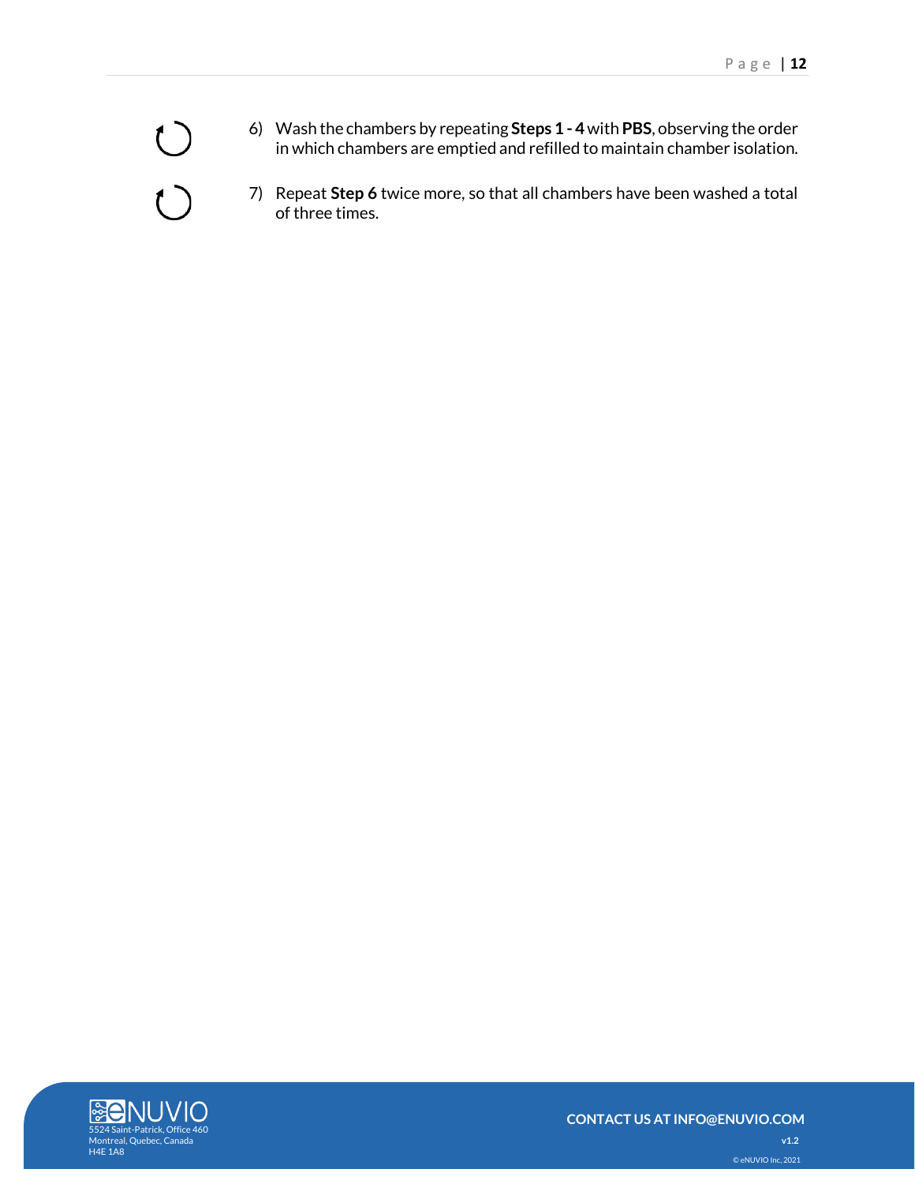6) Wash the chambers by repeating **Steps 1 - 4** with **PBS**, observing the order in which chambers are emptied and refilled to maintain chamber isolation.

7) Repeat **Step 6** twice more, so that all chambers have been washed a total of three times.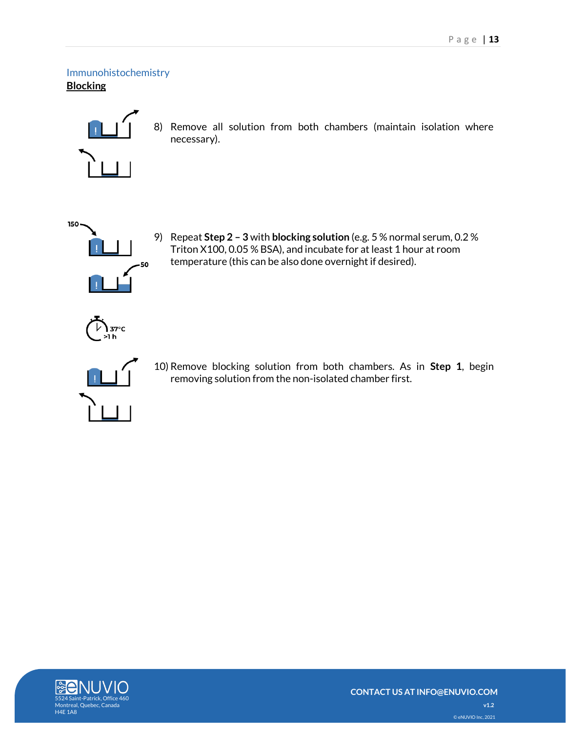## Immunohistochemistry

### Blocking

8) Remove all solution from both chambers (maintain isolation where necessary).

9) Repeat **Step 2 – 3** with **blocking solution** (e.g. 5 % normal serum, 0.2 % Triton X100, 0.05 % BSA), and incubate for at least 1 hour at room temperature (this can be also done overnight if desired).

10) Remove blocking solution from both chambers. As in **Step 1**, begin removing solution from the non-isolated chamber first.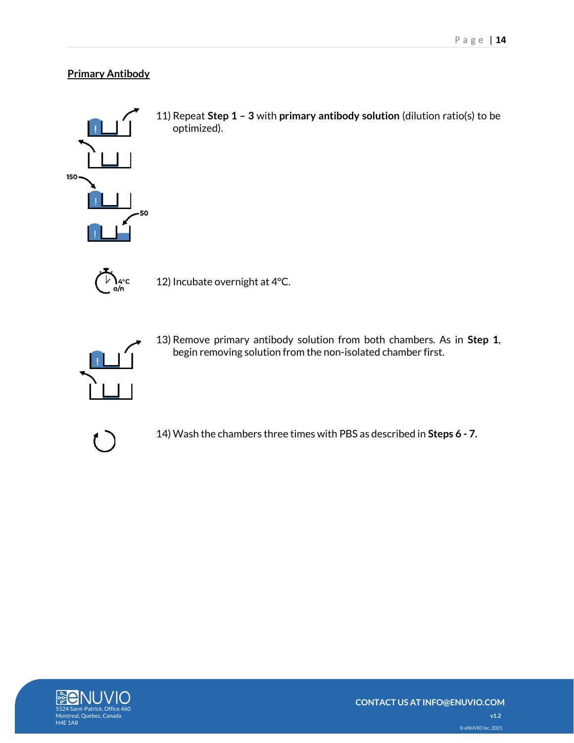## Primary Antibody

11) Repeat **Step 1 – 3** with **primary antibody solution** (dilution ratio(s) to be optimized).

12) Incubate overnight at 4°C.

13) Remove primary antibody solution from both chambers. As in **Step 1**, begin removing solution from the non-isolated chamber first.

14) Wash the chambers three times with PBS as described in **Steps 6 - 7.**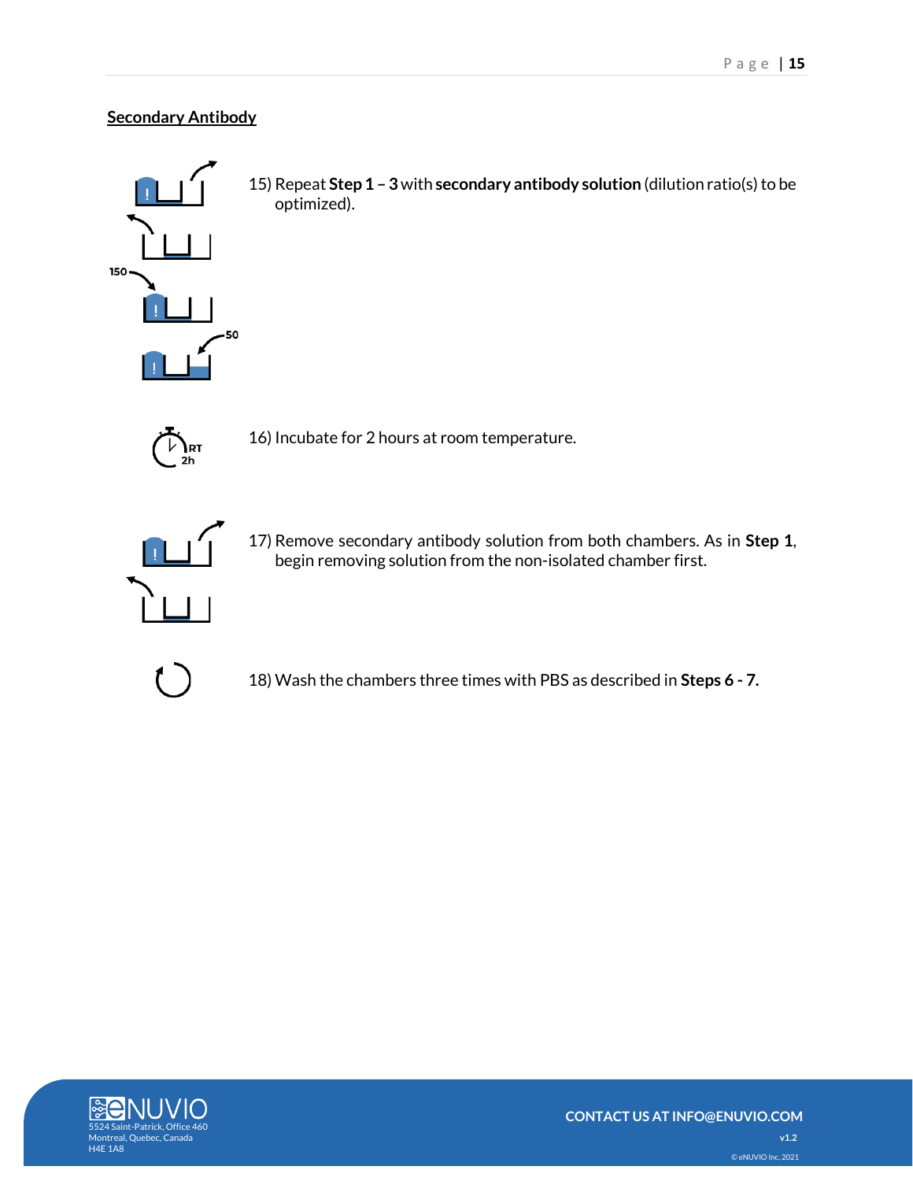## Secondary Antibody

15) Repeat **Step 1 – 3** with **secondary antibody solution** (dilution ratio(s) to be optimized).

16) Incubate for 2 hours at room temperature.

17) Remove secondary antibody solution from both chambers. As in **Step 1**, begin removing solution from the non-isolated chamber first.

18) Wash the chambers three times with PBS as described in **Steps 6 - 7.**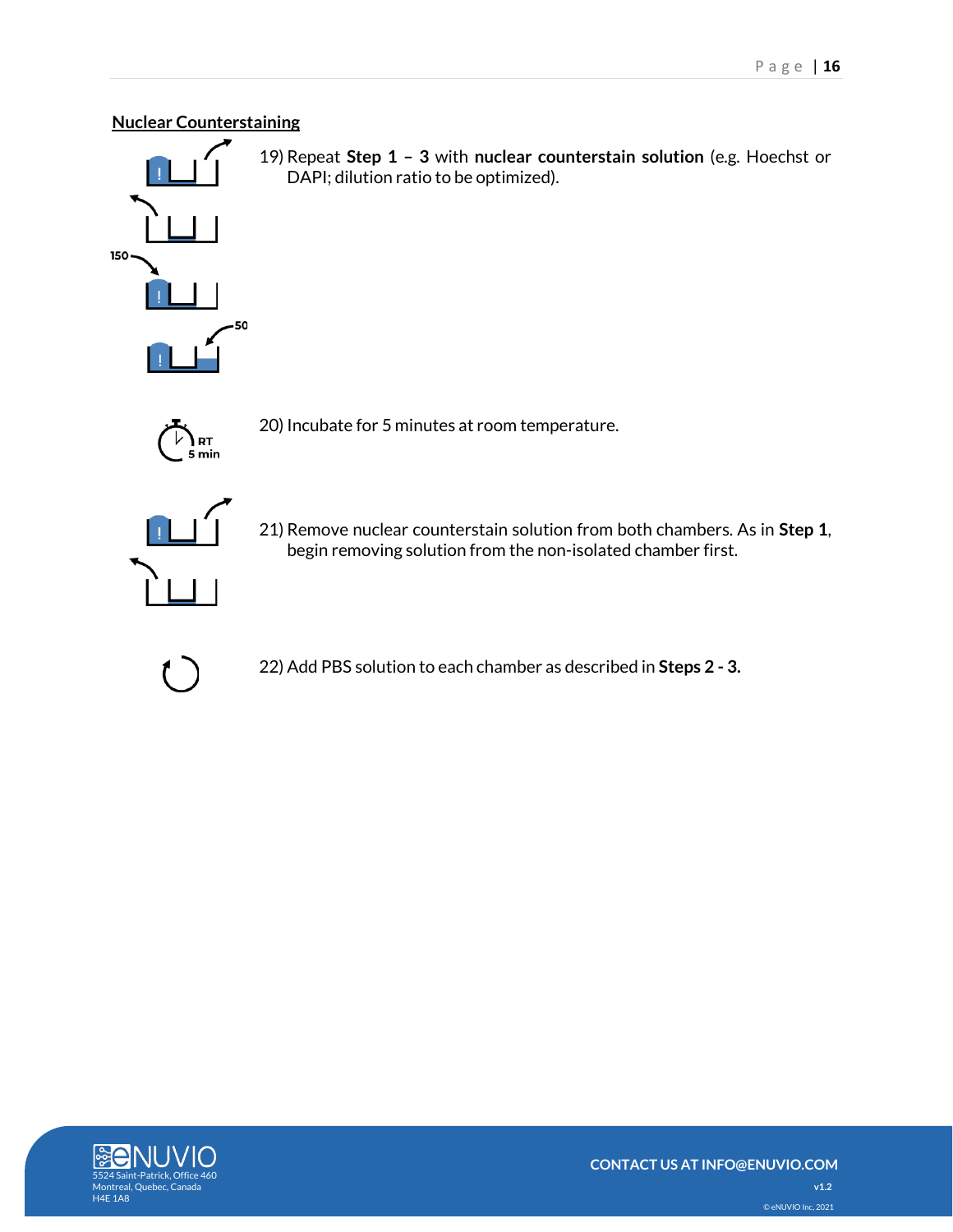## Nuclear Counterstaining

19) Repeat **Step 1 – 3** with **nuclear counterstain solution** (e.g. Hoechst or DAPI; dilution ratio to be optimized).

150

50

RT
5 min

20) Incubate for 5 minutes at room temperature.

21) Remove nuclear counterstain solution from both chambers. As in **Step 1**, begin removing solution from the non-isolated chamber first.

22) Add PBS solution to each chamber as described in **Steps 2 - 3.**

eNUVIO
5524 Saint-Patrick, Office 460
Montreal, Quebec, Canada
H4E 1A8

**CONTACT US AT INFO@ENUVIO.COM**

v1.2

© eNUVIO Inc, 2021